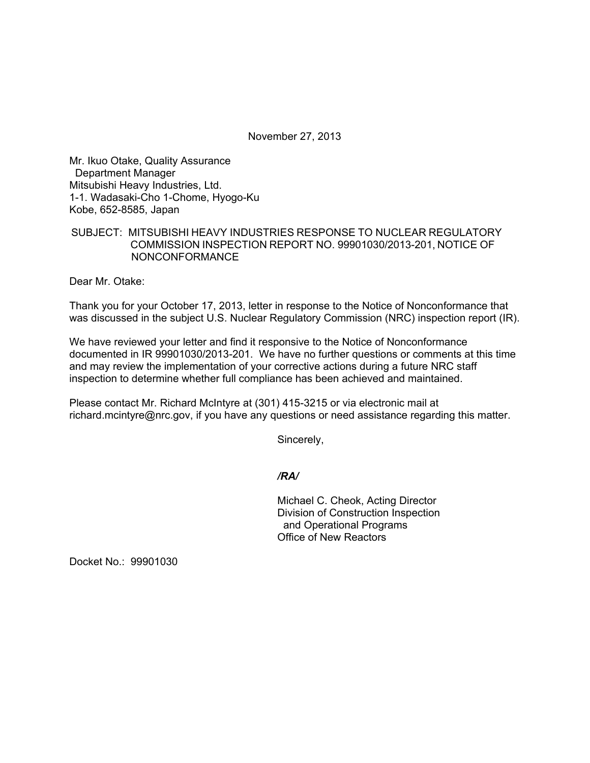November 27, 2013

Mr. Ikuo Otake, Quality Assurance
Department Manager
Mitsubishi Heavy Industries, Ltd.
1-1. Wadasaki-Cho 1-Chome, Hyogo-Ku
Kobe, 652-8585, Japan

SUBJECT: MITSUBISHI HEAVY INDUSTRIES RESPONSE TO NUCLEAR REGULATORY COMMISSION INSPECTION REPORT NO. 99901030/2013-201, NOTICE OF NONCONFORMANCE

Dear Mr. Otake:

Thank you for your October 17, 2013, letter in response to the Notice of Nonconformance that was discussed in the subject U.S. Nuclear Regulatory Commission (NRC) inspection report (IR).

We have reviewed your letter and find it responsive to the Notice of Nonconformance documented in IR 99901030/2013-201. We have no further questions or comments at this time and may review the implementation of your corrective actions during a future NRC staff inspection to determine whether full compliance has been achieved and maintained.

Please contact Mr. Richard McIntyre at (301) 415-3215 or via electronic mail at richard.mcintyre@nrc.gov, if you have any questions or need assistance regarding this matter.

Sincerely,

*/RA/*

Michael C. Cheok, Acting Director
Division of Construction Inspection
and Operational Programs
Office of New Reactors

Docket No.: 99901030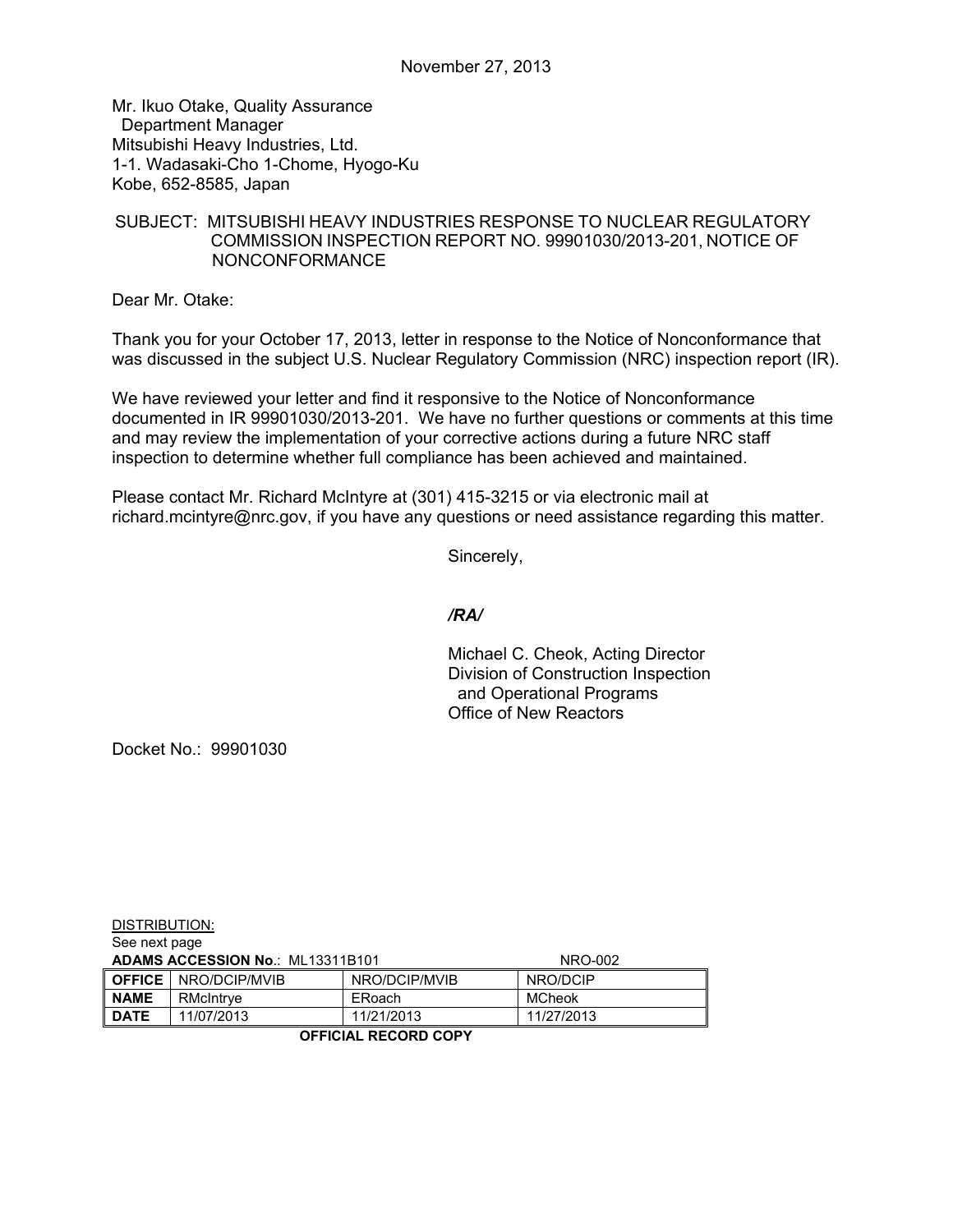November 27, 2013

Mr. Ikuo Otake, Quality Assurance
Department Manager
Mitsubishi Heavy Industries, Ltd.
1-1. Wadasaki-Cho 1-Chome, Hyogo-Ku
Kobe, 652-8585, Japan

SUBJECT: MITSUBISHI HEAVY INDUSTRIES RESPONSE TO NUCLEAR REGULATORY COMMISSION INSPECTION REPORT NO. 99901030/2013-201, NOTICE OF NONCONFORMANCE

Dear Mr. Otake:

Thank you for your October 17, 2013, letter in response to the Notice of Nonconformance that was discussed in the subject U.S. Nuclear Regulatory Commission (NRC) inspection report (IR).

We have reviewed your letter and find it responsive to the Notice of Nonconformance documented in IR 99901030/2013-201. We have no further questions or comments at this time and may review the implementation of your corrective actions during a future NRC staff inspection to determine whether full compliance has been achieved and maintained.

Please contact Mr. Richard McIntyre at (301) 415-3215 or via electronic mail at richard.mcintyre@nrc.gov, if you have any questions or need assistance regarding this matter.

Sincerely,

*/RA/*

Michael C. Cheok, Acting Director
Division of Construction Inspection
and Operational Programs
Office of New Reactors

Docket No.: 99901030

DISTRIBUTION:
See next page

**ADAMS ACCESSION No**.: ML13311B101 NRO-002

| **OFFICE** | NRO/DCIP/MVIB | NRO/DCIP/MVIB | NRO/DCIP |
|---|---|---|---|
| **NAME** | RMcIntrye | ERoach | MCheok |
| **DATE** | 11/07/2013 | 11/21/2013 | 11/27/2013 |

**OFFICIAL RECORD COPY**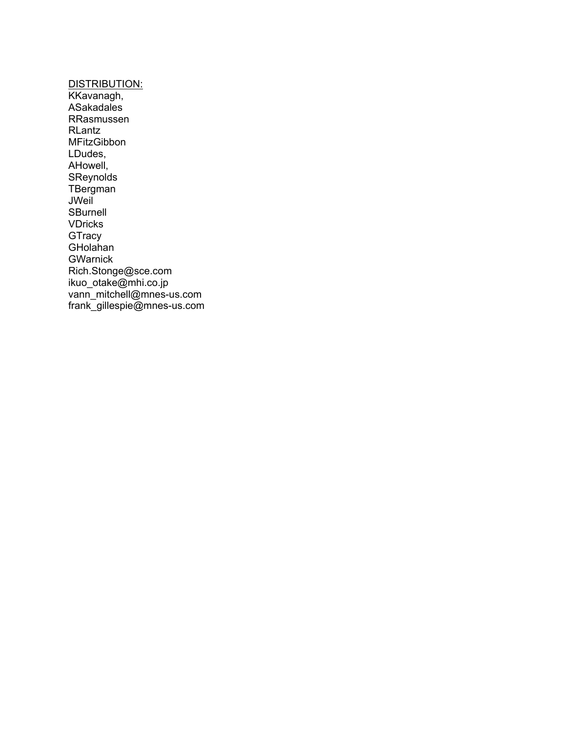<u>DISTRIBUTION:</u>

KKavanagh,
ASakadales
RRasmussen
RLantz
MFitzGibbon
LDudes,
AHowell,
SReynolds
TBergman
JWeil
SBurnell
VDricks
GTracy
GHolahan
GWarnick
Rich.Stonge@sce.com
ikuo_otake@mhi.co.jp
vann_mitchell@mnes-us.com
frank_gillespie@mnes-us.com